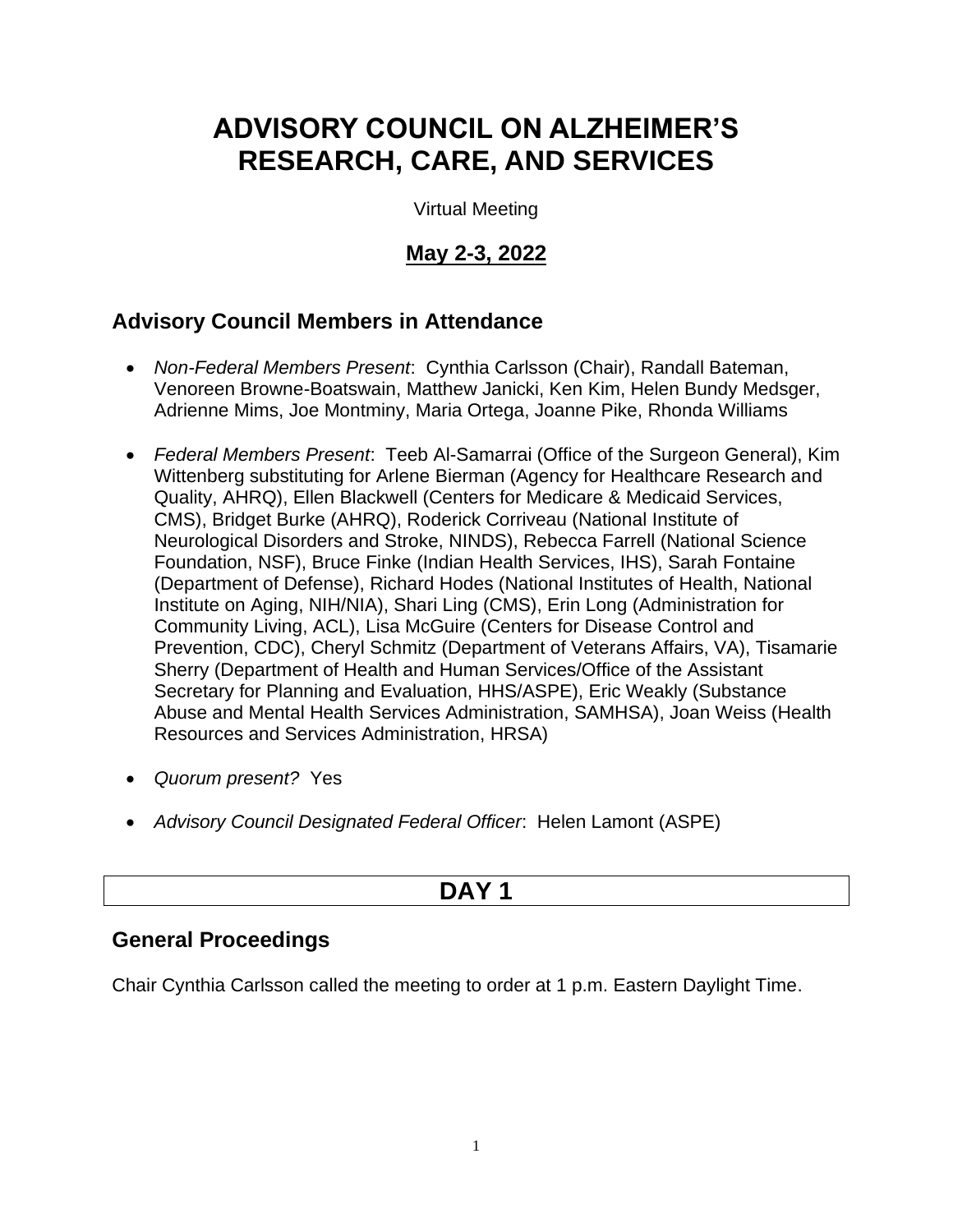# ADVISORY COUNCIL ON ALZHEIMER'S RESEARCH, CARE, AND SERVICES

Virtual Meeting

## May 2-3, 2022

## Advisory Council Members in Attendance

- *Non-Federal Members Present*: Cynthia Carlsson (Chair), Randall Bateman, Venoreen Browne-Boatswain, Matthew Janicki, Ken Kim, Helen Bundy Medsger, Adrienne Mims, Joe Montminy, Maria Ortega, Joanne Pike, Rhonda Williams
- *Federal Members Present*: Teeb Al-Samarrai (Office of the Surgeon General), Kim Wittenberg substituting for Arlene Bierman (Agency for Healthcare Research and Quality, AHRQ), Ellen Blackwell (Centers for Medicare & Medicaid Services, CMS), Bridget Burke (AHRQ), Roderick Corriveau (National Institute of Neurological Disorders and Stroke, NINDS), Rebecca Farrell (National Science Foundation, NSF), Bruce Finke (Indian Health Services, IHS), Sarah Fontaine (Department of Defense), Richard Hodes (National Institutes of Health, National Institute on Aging, NIH/NIA), Shari Ling (CMS), Erin Long (Administration for Community Living, ACL), Lisa McGuire (Centers for Disease Control and Prevention, CDC), Cheryl Schmitz (Department of Veterans Affairs, VA), Tisamarie Sherry (Department of Health and Human Services/Office of the Assistant Secretary for Planning and Evaluation, HHS/ASPE), Eric Weakly (Substance Abuse and Mental Health Services Administration, SAMHSA), Joan Weiss (Health Resources and Services Administration, HRSA)
- *Quorum present?* Yes
- *Advisory Council Designated Federal Officer*: Helen Lamont (ASPE)

## DAY 1

## General Proceedings

Chair Cynthia Carlsson called the meeting to order at 1 p.m. Eastern Daylight Time.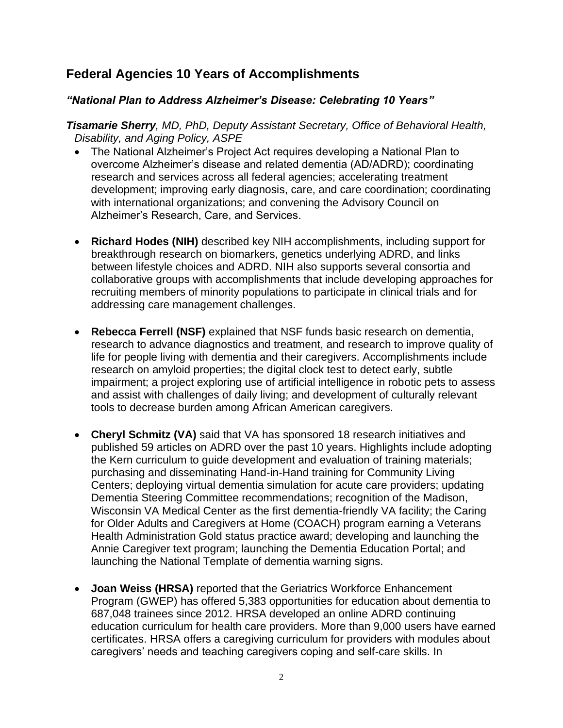## Federal Agencies 10 Years of Accomplishments

### *"National Plan to Address Alzheimer's Disease: Celebrating 10 Years"*

***Tisamarie Sherry**, MD, PhD, Deputy Assistant Secretary, Office of Behavioral Health, Disability, and Aging Policy, ASPE*

- The National Alzheimer's Project Act requires developing a National Plan to overcome Alzheimer's disease and related dementia (AD/ADRD); coordinating research and services across all federal agencies; accelerating treatment development; improving early diagnosis, care, and care coordination; coordinating with international organizations; and convening the Advisory Council on Alzheimer's Research, Care, and Services.

- **Richard Hodes (NIH)** described key NIH accomplishments, including support for breakthrough research on biomarkers, genetics underlying ADRD, and links between lifestyle choices and ADRD. NIH also supports several consortia and collaborative groups with accomplishments that include developing approaches for recruiting members of minority populations to participate in clinical trials and for addressing care management challenges.

- **Rebecca Ferrell (NSF)** explained that NSF funds basic research on dementia, research to advance diagnostics and treatment, and research to improve quality of life for people living with dementia and their caregivers. Accomplishments include research on amyloid properties; the digital clock test to detect early, subtle impairment; a project exploring use of artificial intelligence in robotic pets to assess and assist with challenges of daily living; and development of culturally relevant tools to decrease burden among African American caregivers.

- **Cheryl Schmitz (VA)** said that VA has sponsored 18 research initiatives and published 59 articles on ADRD over the past 10 years. Highlights include adopting the Kern curriculum to guide development and evaluation of training materials; purchasing and disseminating Hand-in-Hand training for Community Living Centers; deploying virtual dementia simulation for acute care providers; updating Dementia Steering Committee recommendations; recognition of the Madison, Wisconsin VA Medical Center as the first dementia-friendly VA facility; the Caring for Older Adults and Caregivers at Home (COACH) program earning a Veterans Health Administration Gold status practice award; developing and launching the Annie Caregiver text program; launching the Dementia Education Portal; and launching the National Template of dementia warning signs.

- **Joan Weiss (HRSA)** reported that the Geriatrics Workforce Enhancement Program (GWEP) has offered 5,383 opportunities for education about dementia to 687,048 trainees since 2012. HRSA developed an online ADRD continuing education curriculum for health care providers. More than 9,000 users have earned certificates. HRSA offers a caregiving curriculum for providers with modules about caregivers' needs and teaching caregivers coping and self-care skills. In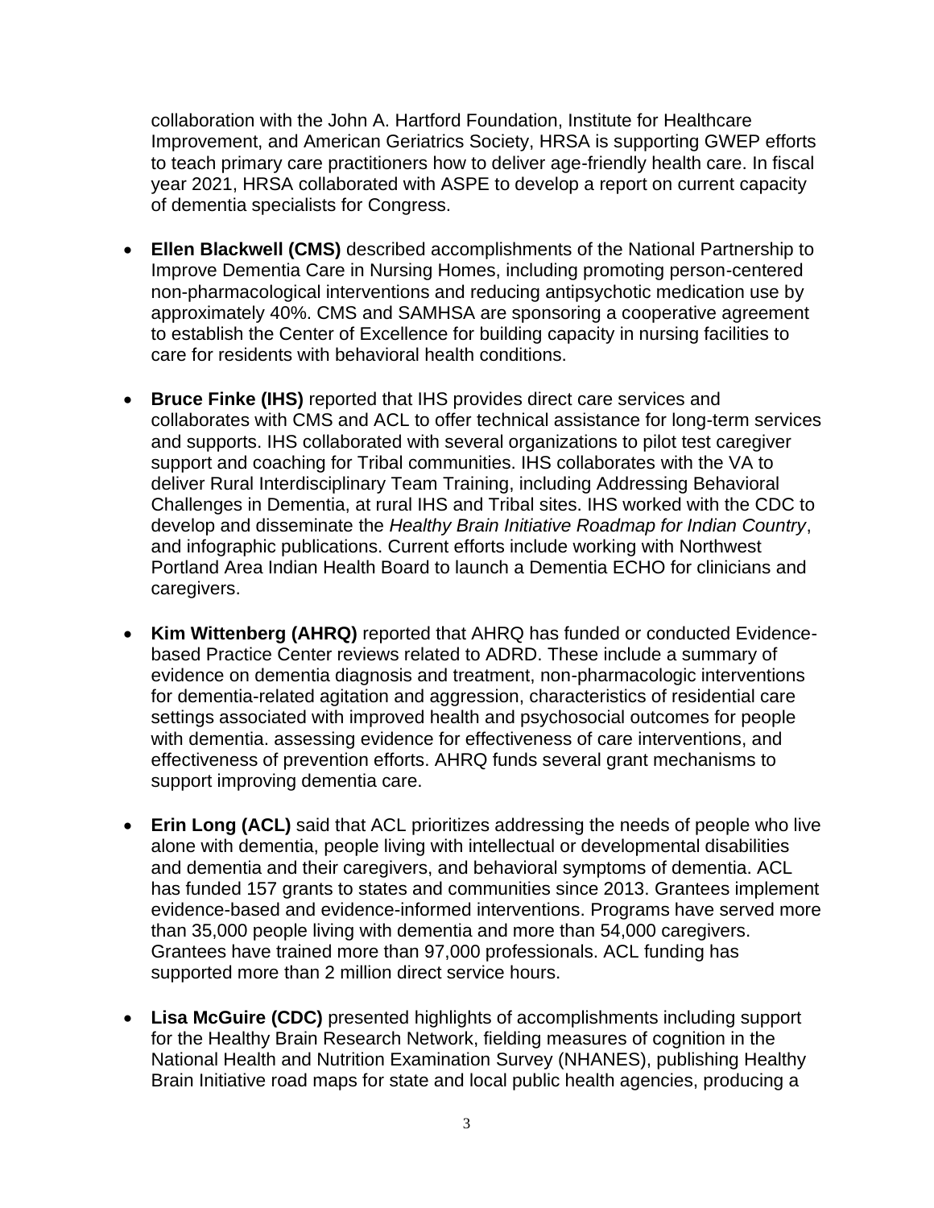collaboration with the John A. Hartford Foundation, Institute for Healthcare Improvement, and American Geriatrics Society, HRSA is supporting GWEP efforts to teach primary care practitioners how to deliver age-friendly health care. In fiscal year 2021, HRSA collaborated with ASPE to develop a report on current capacity of dementia specialists for Congress.

- **Ellen Blackwell (CMS)** described accomplishments of the National Partnership to Improve Dementia Care in Nursing Homes, including promoting person-centered non-pharmacological interventions and reducing antipsychotic medication use by approximately 40%. CMS and SAMHSA are sponsoring a cooperative agreement to establish the Center of Excellence for building capacity in nursing facilities to care for residents with behavioral health conditions.

- **Bruce Finke (IHS)** reported that IHS provides direct care services and collaborates with CMS and ACL to offer technical assistance for long-term services and supports. IHS collaborated with several organizations to pilot test caregiver support and coaching for Tribal communities. IHS collaborates with the VA to deliver Rural Interdisciplinary Team Training, including Addressing Behavioral Challenges in Dementia, at rural IHS and Tribal sites. IHS worked with the CDC to develop and disseminate the *Healthy Brain Initiative Roadmap for Indian Country*, and infographic publications. Current efforts include working with Northwest Portland Area Indian Health Board to launch a Dementia ECHO for clinicians and caregivers.

- **Kim Wittenberg (AHRQ)** reported that AHRQ has funded or conducted Evidence-based Practice Center reviews related to ADRD. These include a summary of evidence on dementia diagnosis and treatment, non-pharmacologic interventions for dementia-related agitation and aggression, characteristics of residential care settings associated with improved health and psychosocial outcomes for people with dementia. assessing evidence for effectiveness of care interventions, and effectiveness of prevention efforts. AHRQ funds several grant mechanisms to support improving dementia care.

- **Erin Long (ACL)** said that ACL prioritizes addressing the needs of people who live alone with dementia, people living with intellectual or developmental disabilities and dementia and their caregivers, and behavioral symptoms of dementia. ACL has funded 157 grants to states and communities since 2013. Grantees implement evidence-based and evidence-informed interventions. Programs have served more than 35,000 people living with dementia and more than 54,000 caregivers. Grantees have trained more than 97,000 professionals. ACL funding has supported more than 2 million direct service hours.

- **Lisa McGuire (CDC)** presented highlights of accomplishments including support for the Healthy Brain Research Network, fielding measures of cognition in the National Health and Nutrition Examination Survey (NHANES), publishing Healthy Brain Initiative road maps for state and local public health agencies, producing a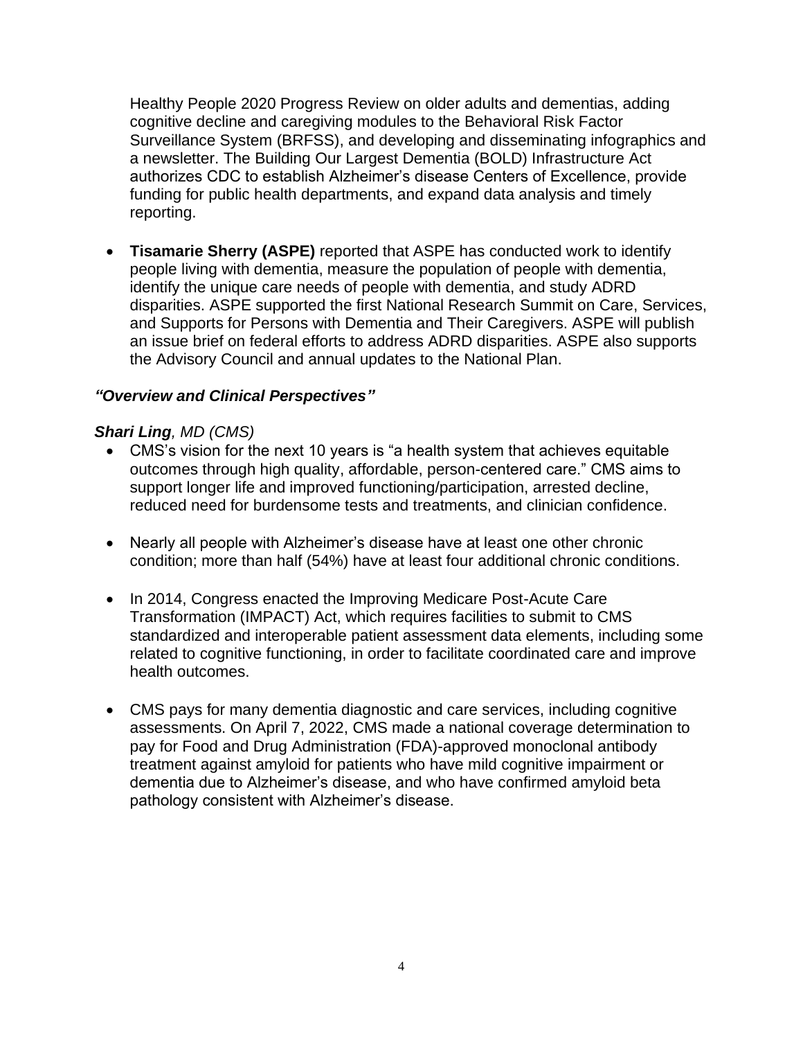Healthy People 2020 Progress Review on older adults and dementias, adding cognitive decline and caregiving modules to the Behavioral Risk Factor Surveillance System (BRFSS), and developing and disseminating infographics and a newsletter. The Building Our Largest Dementia (BOLD) Infrastructure Act authorizes CDC to establish Alzheimer's disease Centers of Excellence, provide funding for public health departments, and expand data analysis and timely reporting.

- **Tisamarie Sherry (ASPE)** reported that ASPE has conducted work to identify people living with dementia, measure the population of people with dementia, identify the unique care needs of people with dementia, and study ADRD disparities. ASPE supported the first National Research Summit on Care, Services, and Supports for Persons with Dementia and Their Caregivers. ASPE will publish an issue brief on federal efforts to address ADRD disparities. ASPE also supports the Advisory Council and annual updates to the National Plan.

***"Overview and Clinical Perspectives"***

***Shari Ling**, MD (CMS)*

- CMS's vision for the next 10 years is "a health system that achieves equitable outcomes through high quality, affordable, person-centered care." CMS aims to support longer life and improved functioning/participation, arrested decline, reduced need for burdensome tests and treatments, and clinician confidence.

- Nearly all people with Alzheimer's disease have at least one other chronic condition; more than half (54%) have at least four additional chronic conditions.

- In 2014, Congress enacted the Improving Medicare Post-Acute Care Transformation (IMPACT) Act, which requires facilities to submit to CMS standardized and interoperable patient assessment data elements, including some related to cognitive functioning, in order to facilitate coordinated care and improve health outcomes.

- CMS pays for many dementia diagnostic and care services, including cognitive assessments. On April 7, 2022, CMS made a national coverage determination to pay for Food and Drug Administration (FDA)-approved monoclonal antibody treatment against amyloid for patients who have mild cognitive impairment or dementia due to Alzheimer's disease, and who have confirmed amyloid beta pathology consistent with Alzheimer's disease.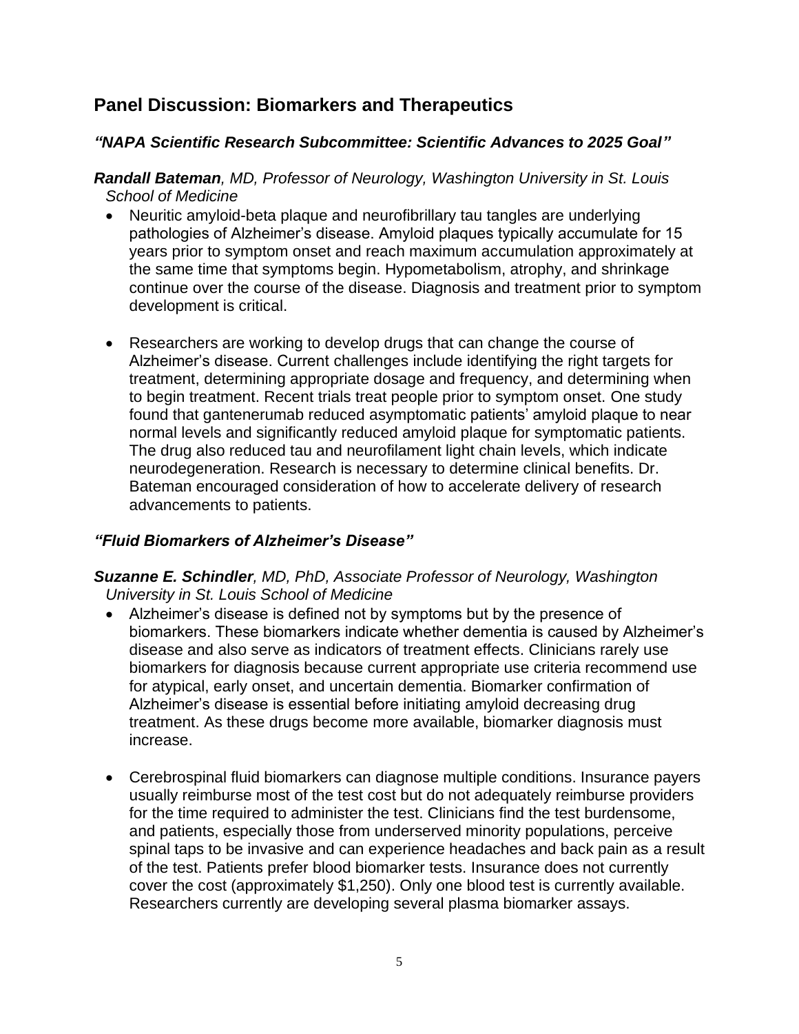## Panel Discussion: Biomarkers and Therapeutics

### *"NAPA Scientific Research Subcommittee: Scientific Advances to 2025 Goal"*

***Randall Bateman**, MD, Professor of Neurology, Washington University in St. Louis School of Medicine*

- Neuritic amyloid-beta plaque and neurofibrillary tau tangles are underlying pathologies of Alzheimer's disease. Amyloid plaques typically accumulate for 15 years prior to symptom onset and reach maximum accumulation approximately at the same time that symptoms begin. Hypometabolism, atrophy, and shrinkage continue over the course of the disease. Diagnosis and treatment prior to symptom development is critical.

- Researchers are working to develop drugs that can change the course of Alzheimer's disease. Current challenges include identifying the right targets for treatment, determining appropriate dosage and frequency, and determining when to begin treatment. Recent trials treat people prior to symptom onset. One study found that gantenerumab reduced asymptomatic patients' amyloid plaque to near normal levels and significantly reduced amyloid plaque for symptomatic patients. The drug also reduced tau and neurofilament light chain levels, which indicate neurodegeneration. Research is necessary to determine clinical benefits. Dr. Bateman encouraged consideration of how to accelerate delivery of research advancements to patients.

### *"Fluid Biomarkers of Alzheimer's Disease"*

***Suzanne E. Schindler**, MD, PhD, Associate Professor of Neurology, Washington University in St. Louis School of Medicine*

- Alzheimer's disease is defined not by symptoms but by the presence of biomarkers. These biomarkers indicate whether dementia is caused by Alzheimer's disease and also serve as indicators of treatment effects. Clinicians rarely use biomarkers for diagnosis because current appropriate use criteria recommend use for atypical, early onset, and uncertain dementia. Biomarker confirmation of Alzheimer's disease is essential before initiating amyloid decreasing drug treatment. As these drugs become more available, biomarker diagnosis must increase.

- Cerebrospinal fluid biomarkers can diagnose multiple conditions. Insurance payers usually reimburse most of the test cost but do not adequately reimburse providers for the time required to administer the test. Clinicians find the test burdensome, and patients, especially those from underserved minority populations, perceive spinal taps to be invasive and can experience headaches and back pain as a result of the test. Patients prefer blood biomarker tests. Insurance does not currently cover the cost (approximately $1,250). Only one blood test is currently available. Researchers currently are developing several plasma biomarker assays.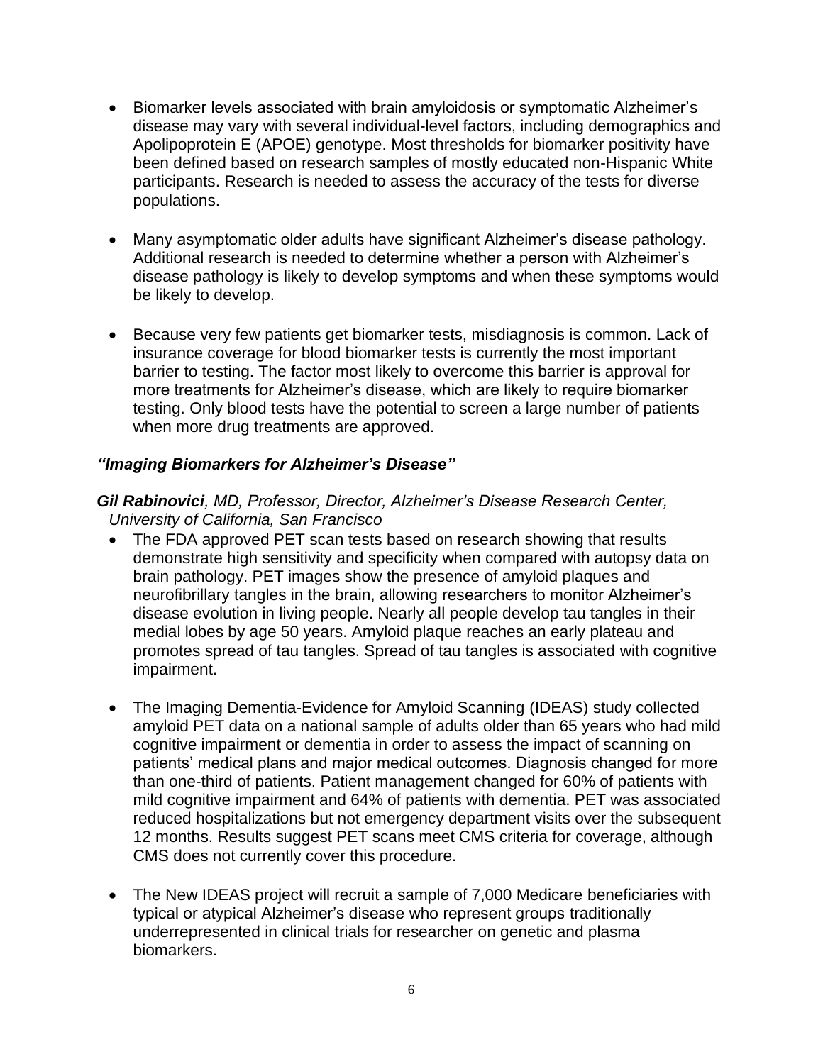- Biomarker levels associated with brain amyloidosis or symptomatic Alzheimer's disease may vary with several individual-level factors, including demographics and Apolipoprotein E (APOE) genotype. Most thresholds for biomarker positivity have been defined based on research samples of mostly educated non-Hispanic White participants. Research is needed to assess the accuracy of the tests for diverse populations.

- Many asymptomatic older adults have significant Alzheimer's disease pathology. Additional research is needed to determine whether a person with Alzheimer's disease pathology is likely to develop symptoms and when these symptoms would be likely to develop.

- Because very few patients get biomarker tests, misdiagnosis is common. Lack of insurance coverage for blood biomarker tests is currently the most important barrier to testing. The factor most likely to overcome this barrier is approval for more treatments for Alzheimer's disease, which are likely to require biomarker testing. Only blood tests have the potential to screen a large number of patients when more drug treatments are approved.

### *"Imaging Biomarkers for Alzheimer's Disease"*

***Gil Rabinovici**, MD, Professor, Director, Alzheimer's Disease Research Center, University of California, San Francisco*

- The FDA approved PET scan tests based on research showing that results demonstrate high sensitivity and specificity when compared with autopsy data on brain pathology. PET images show the presence of amyloid plaques and neurofibrillary tangles in the brain, allowing researchers to monitor Alzheimer's disease evolution in living people. Nearly all people develop tau tangles in their medial lobes by age 50 years. Amyloid plaque reaches an early plateau and promotes spread of tau tangles. Spread of tau tangles is associated with cognitive impairment.

- The Imaging Dementia-Evidence for Amyloid Scanning (IDEAS) study collected amyloid PET data on a national sample of adults older than 65 years who had mild cognitive impairment or dementia in order to assess the impact of scanning on patients' medical plans and major medical outcomes. Diagnosis changed for more than one-third of patients. Patient management changed for 60% of patients with mild cognitive impairment and 64% of patients with dementia. PET was associated reduced hospitalizations but not emergency department visits over the subsequent 12 months. Results suggest PET scans meet CMS criteria for coverage, although CMS does not currently cover this procedure.

- The New IDEAS project will recruit a sample of 7,000 Medicare beneficiaries with typical or atypical Alzheimer's disease who represent groups traditionally underrepresented in clinical trials for researcher on genetic and plasma biomarkers.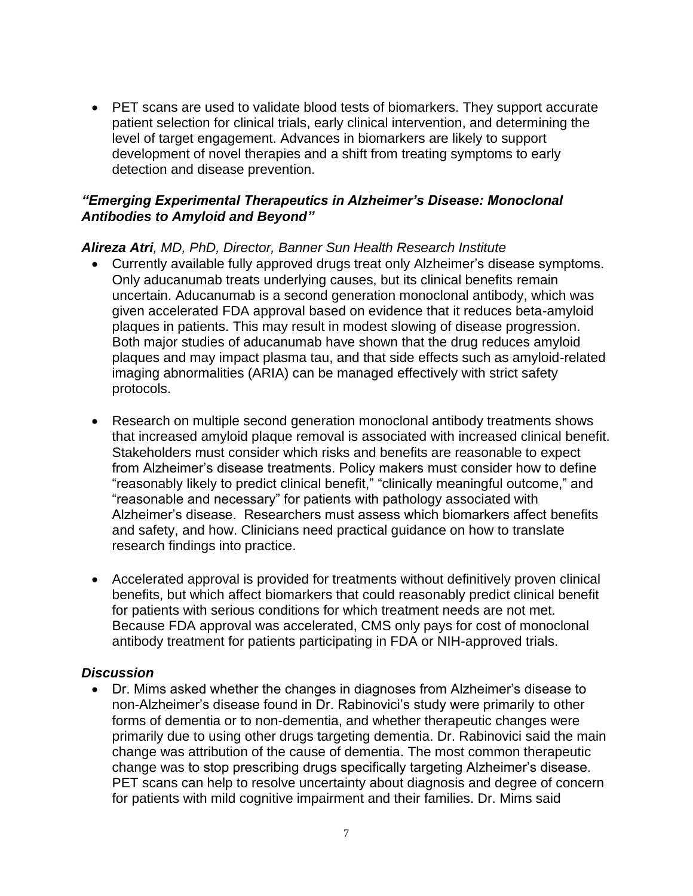- PET scans are used to validate blood tests of biomarkers. They support accurate patient selection for clinical trials, early clinical intervention, and determining the level of target engagement. Advances in biomarkers are likely to support development of novel therapies and a shift from treating symptoms to early detection and disease prevention.

### *"Emerging Experimental Therapeutics in Alzheimer's Disease: Monoclonal Antibodies to Amyloid and Beyond"*

***Alireza Atri****, MD, PhD, Director, Banner Sun Health Research Institute*

- Currently available fully approved drugs treat only Alzheimer's disease symptoms. Only aducanumab treats underlying causes, but its clinical benefits remain uncertain. Aducanumab is a second generation monoclonal antibody, which was given accelerated FDA approval based on evidence that it reduces beta-amyloid plaques in patients. This may result in modest slowing of disease progression. Both major studies of aducanumab have shown that the drug reduces amyloid plaques and may impact plasma tau, and that side effects such as amyloid-related imaging abnormalities (ARIA) can be managed effectively with strict safety protocols.

- Research on multiple second generation monoclonal antibody treatments shows that increased amyloid plaque removal is associated with increased clinical benefit. Stakeholders must consider which risks and benefits are reasonable to expect from Alzheimer's disease treatments. Policy makers must consider how to define "reasonably likely to predict clinical benefit," "clinically meaningful outcome," and "reasonable and necessary" for patients with pathology associated with Alzheimer's disease. Researchers must assess which biomarkers affect benefits and safety, and how. Clinicians need practical guidance on how to translate research findings into practice.

- Accelerated approval is provided for treatments without definitively proven clinical benefits, but which affect biomarkers that could reasonably predict clinical benefit for patients with serious conditions for which treatment needs are not met. Because FDA approval was accelerated, CMS only pays for cost of monoclonal antibody treatment for patients participating in FDA or NIH-approved trials.

### *Discussion*

- Dr. Mims asked whether the changes in diagnoses from Alzheimer's disease to non-Alzheimer's disease found in Dr. Rabinovici's study were primarily to other forms of dementia or to non-dementia, and whether therapeutic changes were primarily due to using other drugs targeting dementia. Dr. Rabinovici said the main change was attribution of the cause of dementia. The most common therapeutic change was to stop prescribing drugs specifically targeting Alzheimer's disease. PET scans can help to resolve uncertainty about diagnosis and degree of concern for patients with mild cognitive impairment and their families. Dr. Mims said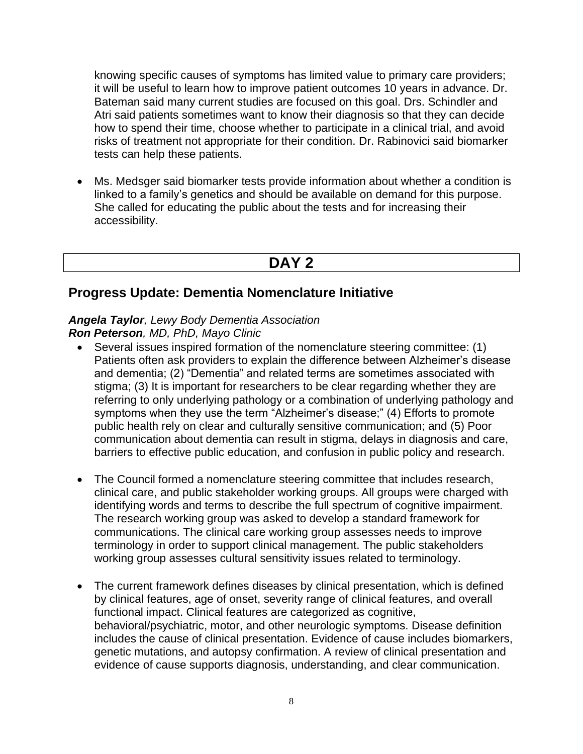knowing specific causes of symptoms has limited value to primary care providers; it will be useful to learn how to improve patient outcomes 10 years in advance. Dr. Bateman said many current studies are focused on this goal. Drs. Schindler and Atri said patients sometimes want to know their diagnosis so that they can decide how to spend their time, choose whether to participate in a clinical trial, and avoid risks of treatment not appropriate for their condition. Dr. Rabinovici said biomarker tests can help these patients.

- Ms. Medsger said biomarker tests provide information about whether a condition is linked to a family's genetics and should be available on demand for this purpose. She called for educating the public about the tests and for increasing their accessibility.

# DAY 2

## Progress Update: Dementia Nomenclature Initiative

***Angela Taylor**, Lewy Body Dementia Association*
***Ron Peterson**, MD, PhD, Mayo Clinic*

- Several issues inspired formation of the nomenclature steering committee: (1) Patients often ask providers to explain the difference between Alzheimer's disease and dementia; (2) "Dementia" and related terms are sometimes associated with stigma; (3) It is important for researchers to be clear regarding whether they are referring to only underlying pathology or a combination of underlying pathology and symptoms when they use the term "Alzheimer's disease;" (4) Efforts to promote public health rely on clear and culturally sensitive communication; and (5) Poor communication about dementia can result in stigma, delays in diagnosis and care, barriers to effective public education, and confusion in public policy and research.

- The Council formed a nomenclature steering committee that includes research, clinical care, and public stakeholder working groups. All groups were charged with identifying words and terms to describe the full spectrum of cognitive impairment. The research working group was asked to develop a standard framework for communications. The clinical care working group assesses needs to improve terminology in order to support clinical management. The public stakeholders working group assesses cultural sensitivity issues related to terminology.

- The current framework defines diseases by clinical presentation, which is defined by clinical features, age of onset, severity range of clinical features, and overall functional impact. Clinical features are categorized as cognitive, behavioral/psychiatric, motor, and other neurologic symptoms. Disease definition includes the cause of clinical presentation. Evidence of cause includes biomarkers, genetic mutations, and autopsy confirmation. A review of clinical presentation and evidence of cause supports diagnosis, understanding, and clear communication.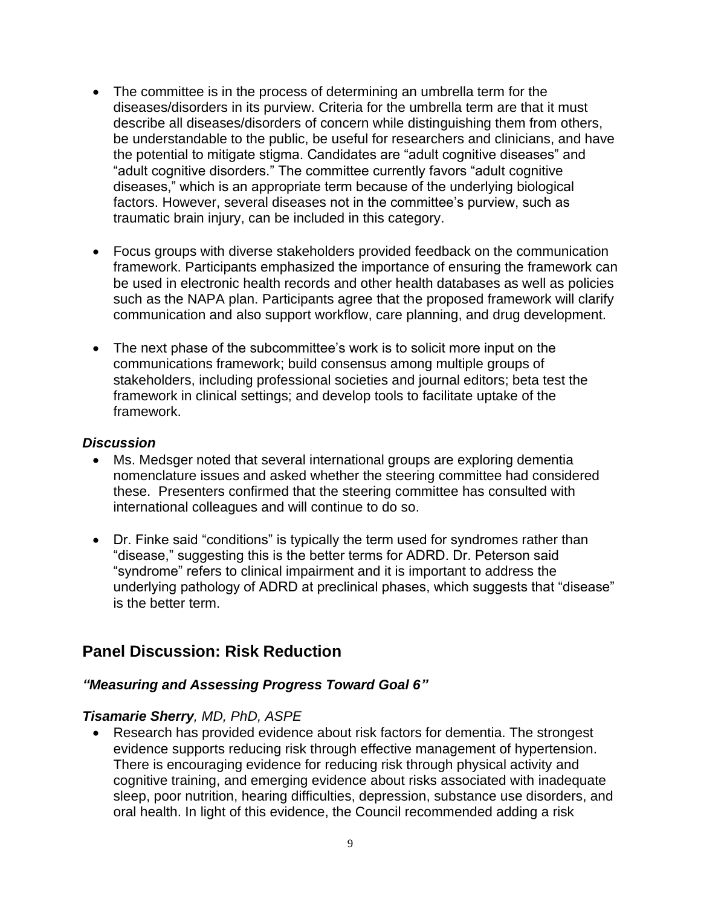- The committee is in the process of determining an umbrella term for the diseases/disorders in its purview. Criteria for the umbrella term are that it must describe all diseases/disorders of concern while distinguishing them from others, be understandable to the public, be useful for researchers and clinicians, and have the potential to mitigate stigma. Candidates are "adult cognitive diseases" and "adult cognitive disorders." The committee currently favors "adult cognitive diseases," which is an appropriate term because of the underlying biological factors. However, several diseases not in the committee's purview, such as traumatic brain injury, can be included in this category.

- Focus groups with diverse stakeholders provided feedback on the communication framework. Participants emphasized the importance of ensuring the framework can be used in electronic health records and other health databases as well as policies such as the NAPA plan. Participants agree that the proposed framework will clarify communication and also support workflow, care planning, and drug development.

- The next phase of the subcommittee's work is to solicit more input on the communications framework; build consensus among multiple groups of stakeholders, including professional societies and journal editors; beta test the framework in clinical settings; and develop tools to facilitate uptake of the framework.

### *Discussion*

- Ms. Medsger noted that several international groups are exploring dementia nomenclature issues and asked whether the steering committee had considered these. Presenters confirmed that the steering committee has consulted with international colleagues and will continue to do so.

- Dr. Finke said "conditions" is typically the term used for syndromes rather than "disease," suggesting this is the better terms for ADRD. Dr. Peterson said "syndrome" refers to clinical impairment and it is important to address the underlying pathology of ADRD at preclinical phases, which suggests that "disease" is the better term.

## Panel Discussion: Risk Reduction

### *"Measuring and Assessing Progress Toward Goal 6"*

***Tisamarie Sherry****, MD, PhD, ASPE*

- Research has provided evidence about risk factors for dementia. The strongest evidence supports reducing risk through effective management of hypertension. There is encouraging evidence for reducing risk through physical activity and cognitive training, and emerging evidence about risks associated with inadequate sleep, poor nutrition, hearing difficulties, depression, substance use disorders, and oral health. In light of this evidence, the Council recommended adding a risk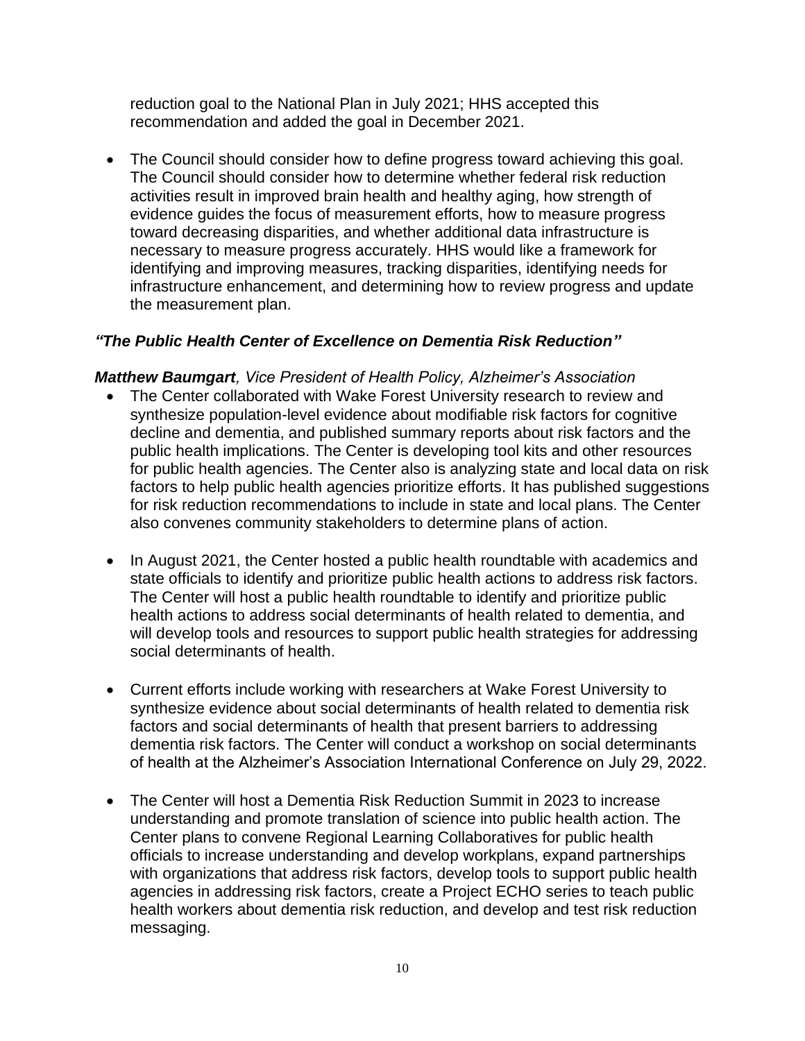reduction goal to the National Plan in July 2021; HHS accepted this recommendation and added the goal in December 2021.

- The Council should consider how to define progress toward achieving this goal. The Council should consider how to determine whether federal risk reduction activities result in improved brain health and healthy aging, how strength of evidence guides the focus of measurement efforts, how to measure progress toward decreasing disparities, and whether additional data infrastructure is necessary to measure progress accurately. HHS would like a framework for identifying and improving measures, tracking disparities, identifying needs for infrastructure enhancement, and determining how to review progress and update the measurement plan.

### *"The Public Health Center of Excellence on Dementia Risk Reduction"*

***Matthew Baumgart**, Vice President of Health Policy, Alzheimer's Association*

- The Center collaborated with Wake Forest University research to review and synthesize population-level evidence about modifiable risk factors for cognitive decline and dementia, and published summary reports about risk factors and the public health implications. The Center is developing tool kits and other resources for public health agencies. The Center also is analyzing state and local data on risk factors to help public health agencies prioritize efforts. It has published suggestions for risk reduction recommendations to include in state and local plans. The Center also convenes community stakeholders to determine plans of action.

- In August 2021, the Center hosted a public health roundtable with academics and state officials to identify and prioritize public health actions to address risk factors. The Center will host a public health roundtable to identify and prioritize public health actions to address social determinants of health related to dementia, and will develop tools and resources to support public health strategies for addressing social determinants of health.

- Current efforts include working with researchers at Wake Forest University to synthesize evidence about social determinants of health related to dementia risk factors and social determinants of health that present barriers to addressing dementia risk factors. The Center will conduct a workshop on social determinants of health at the Alzheimer's Association International Conference on July 29, 2022.

- The Center will host a Dementia Risk Reduction Summit in 2023 to increase understanding and promote translation of science into public health action. The Center plans to convene Regional Learning Collaboratives for public health officials to increase understanding and develop workplans, expand partnerships with organizations that address risk factors, develop tools to support public health agencies in addressing risk factors, create a Project ECHO series to teach public health workers about dementia risk reduction, and develop and test risk reduction messaging.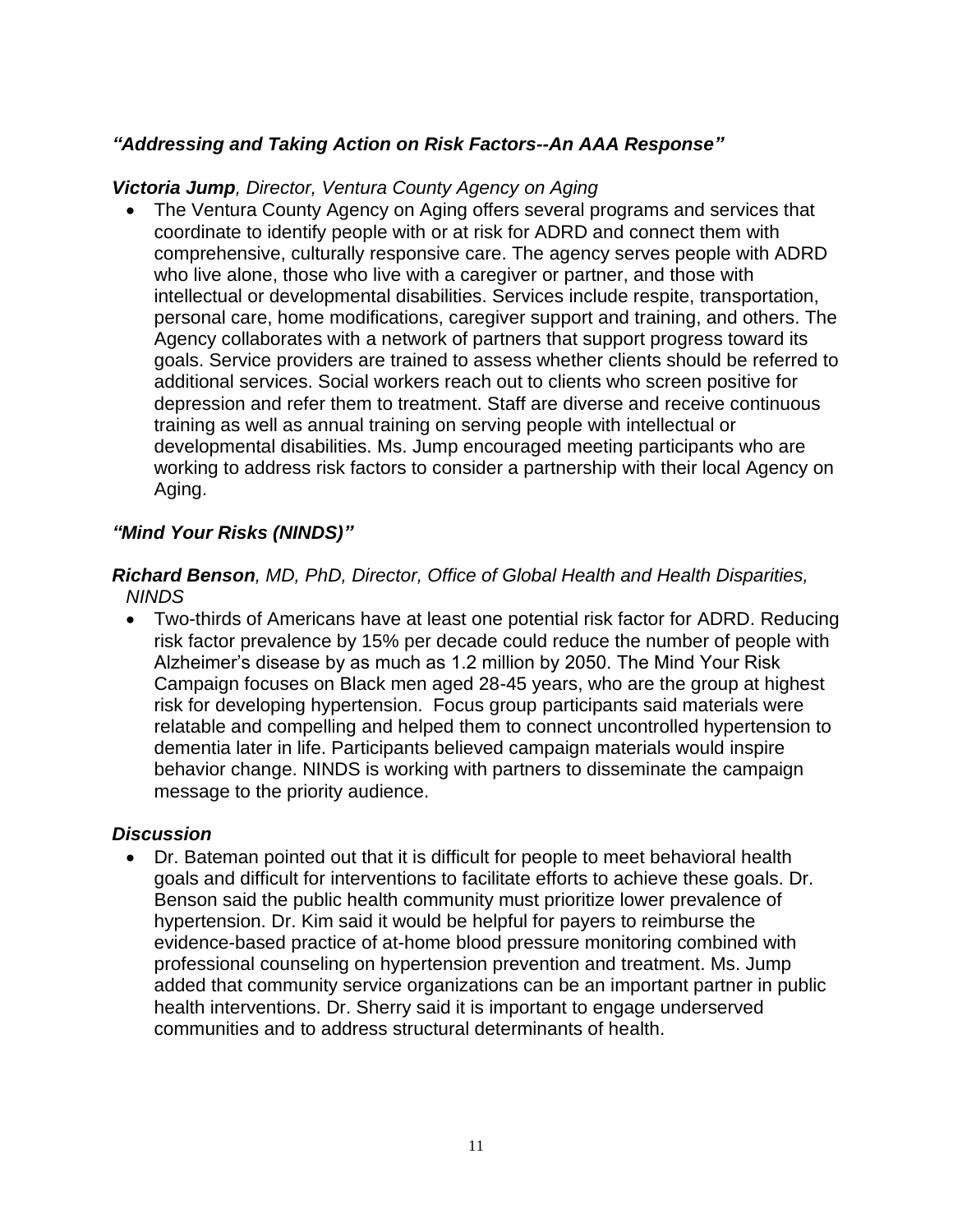### *"Addressing and Taking Action on Risk Factors--An AAA Response"*

***Victoria Jump**, Director, Ventura County Agency on Aging*

- The Ventura County Agency on Aging offers several programs and services that coordinate to identify people with or at risk for ADRD and connect them with comprehensive, culturally responsive care. The agency serves people with ADRD who live alone, those who live with a caregiver or partner, and those with intellectual or developmental disabilities. Services include respite, transportation, personal care, home modifications, caregiver support and training, and others. The Agency collaborates with a network of partners that support progress toward its goals. Service providers are trained to assess whether clients should be referred to additional services. Social workers reach out to clients who screen positive for depression and refer them to treatment. Staff are diverse and receive continuous training as well as annual training on serving people with intellectual or developmental disabilities. Ms. Jump encouraged meeting participants who are working to address risk factors to consider a partnership with their local Agency on Aging.

### *"Mind Your Risks (NINDS)"*

***Richard Benson**, MD, PhD, Director, Office of Global Health and Health Disparities, NINDS*

- Two-thirds of Americans have at least one potential risk factor for ADRD. Reducing risk factor prevalence by 15% per decade could reduce the number of people with Alzheimer's disease by as much as 1.2 million by 2050. The Mind Your Risk Campaign focuses on Black men aged 28-45 years, who are the group at highest risk for developing hypertension. Focus group participants said materials were relatable and compelling and helped them to connect uncontrolled hypertension to dementia later in life. Participants believed campaign materials would inspire behavior change. NINDS is working with partners to disseminate the campaign message to the priority audience.

### *Discussion*

- Dr. Bateman pointed out that it is difficult for people to meet behavioral health goals and difficult for interventions to facilitate efforts to achieve these goals. Dr. Benson said the public health community must prioritize lower prevalence of hypertension. Dr. Kim said it would be helpful for payers to reimburse the evidence-based practice of at-home blood pressure monitoring combined with professional counseling on hypertension prevention and treatment. Ms. Jump added that community service organizations can be an important partner in public health interventions. Dr. Sherry said it is important to engage underserved communities and to address structural determinants of health.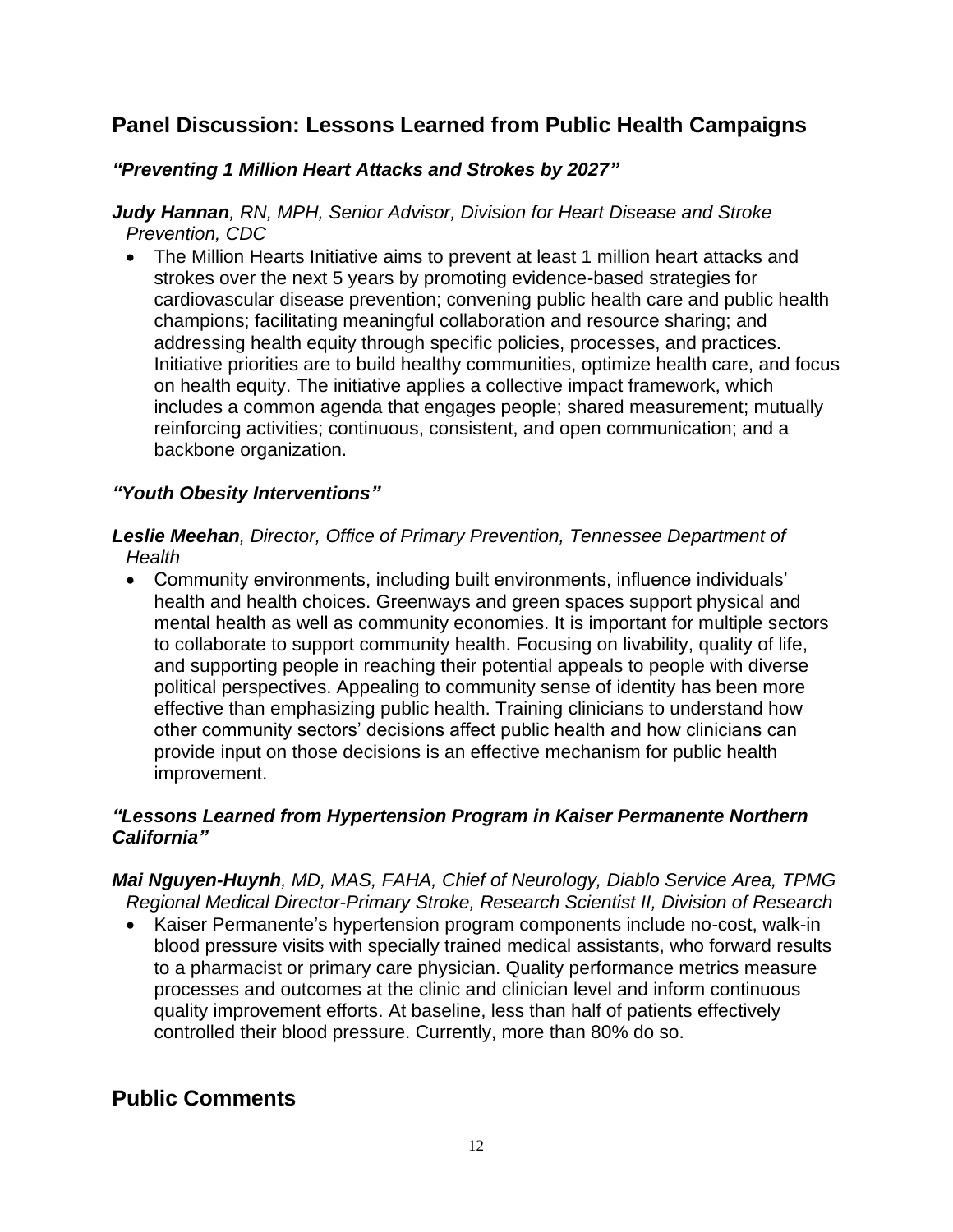## Panel Discussion: Lessons Learned from Public Health Campaigns

### *"Preventing 1 Million Heart Attacks and Strokes by 2027"*

***Judy Hannan**, RN, MPH, Senior Advisor, Division for Heart Disease and Stroke Prevention, CDC*

- The Million Hearts Initiative aims to prevent at least 1 million heart attacks and strokes over the next 5 years by promoting evidence-based strategies for cardiovascular disease prevention; convening public health care and public health champions; facilitating meaningful collaboration and resource sharing; and addressing health equity through specific policies, processes, and practices. Initiative priorities are to build healthy communities, optimize health care, and focus on health equity. The initiative applies a collective impact framework, which includes a common agenda that engages people; shared measurement; mutually reinforcing activities; continuous, consistent, and open communication; and a backbone organization.

### *"Youth Obesity Interventions"*

***Leslie Meehan**, Director, Office of Primary Prevention, Tennessee Department of Health*

- Community environments, including built environments, influence individuals' health and health choices. Greenways and green spaces support physical and mental health as well as community economies. It is important for multiple sectors to collaborate to support community health. Focusing on livability, quality of life, and supporting people in reaching their potential appeals to people with diverse political perspectives. Appealing to community sense of identity has been more effective than emphasizing public health. Training clinicians to understand how other community sectors' decisions affect public health and how clinicians can provide input on those decisions is an effective mechanism for public health improvement.

### *"Lessons Learned from Hypertension Program in Kaiser Permanente Northern California"*

***Mai Nguyen-Huynh**, MD, MAS, FAHA, Chief of Neurology, Diablo Service Area, TPMG Regional Medical Director-Primary Stroke, Research Scientist II, Division of Research*

- Kaiser Permanente's hypertension program components include no-cost, walk-in blood pressure visits with specially trained medical assistants, who forward results to a pharmacist or primary care physician. Quality performance metrics measure processes and outcomes at the clinic and clinician level and inform continuous quality improvement efforts. At baseline, less than half of patients effectively controlled their blood pressure. Currently, more than 80% do so.

## Public Comments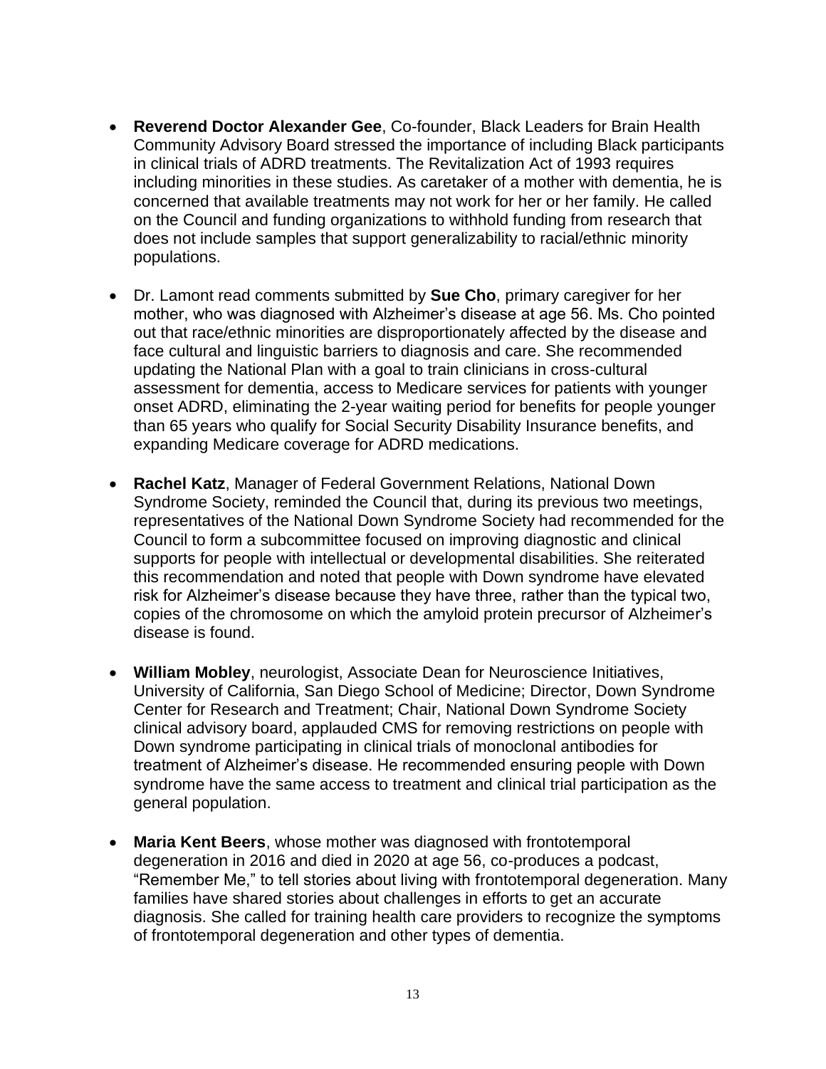- **Reverend Doctor Alexander Gee**, Co-founder, Black Leaders for Brain Health Community Advisory Board stressed the importance of including Black participants in clinical trials of ADRD treatments. The Revitalization Act of 1993 requires including minorities in these studies. As caretaker of a mother with dementia, he is concerned that available treatments may not work for her or her family. He called on the Council and funding organizations to withhold funding from research that does not include samples that support generalizability to racial/ethnic minority populations.

- Dr. Lamont read comments submitted by **Sue Cho**, primary caregiver for her mother, who was diagnosed with Alzheimer's disease at age 56. Ms. Cho pointed out that race/ethnic minorities are disproportionately affected by the disease and face cultural and linguistic barriers to diagnosis and care. She recommended updating the National Plan with a goal to train clinicians in cross-cultural assessment for dementia, access to Medicare services for patients with younger onset ADRD, eliminating the 2-year waiting period for benefits for people younger than 65 years who qualify for Social Security Disability Insurance benefits, and expanding Medicare coverage for ADRD medications.

- **Rachel Katz**, Manager of Federal Government Relations, National Down Syndrome Society, reminded the Council that, during its previous two meetings, representatives of the National Down Syndrome Society had recommended for the Council to form a subcommittee focused on improving diagnostic and clinical supports for people with intellectual or developmental disabilities. She reiterated this recommendation and noted that people with Down syndrome have elevated risk for Alzheimer's disease because they have three, rather than the typical two, copies of the chromosome on which the amyloid protein precursor of Alzheimer's disease is found.

- **William Mobley**, neurologist, Associate Dean for Neuroscience Initiatives, University of California, San Diego School of Medicine; Director, Down Syndrome Center for Research and Treatment; Chair, National Down Syndrome Society clinical advisory board, applauded CMS for removing restrictions on people with Down syndrome participating in clinical trials of monoclonal antibodies for treatment of Alzheimer's disease. He recommended ensuring people with Down syndrome have the same access to treatment and clinical trial participation as the general population.

- **Maria Kent Beers**, whose mother was diagnosed with frontotemporal degeneration in 2016 and died in 2020 at age 56, co-produces a podcast, "Remember Me," to tell stories about living with frontotemporal degeneration. Many families have shared stories about challenges in efforts to get an accurate diagnosis. She called for training health care providers to recognize the symptoms of frontotemporal degeneration and other types of dementia.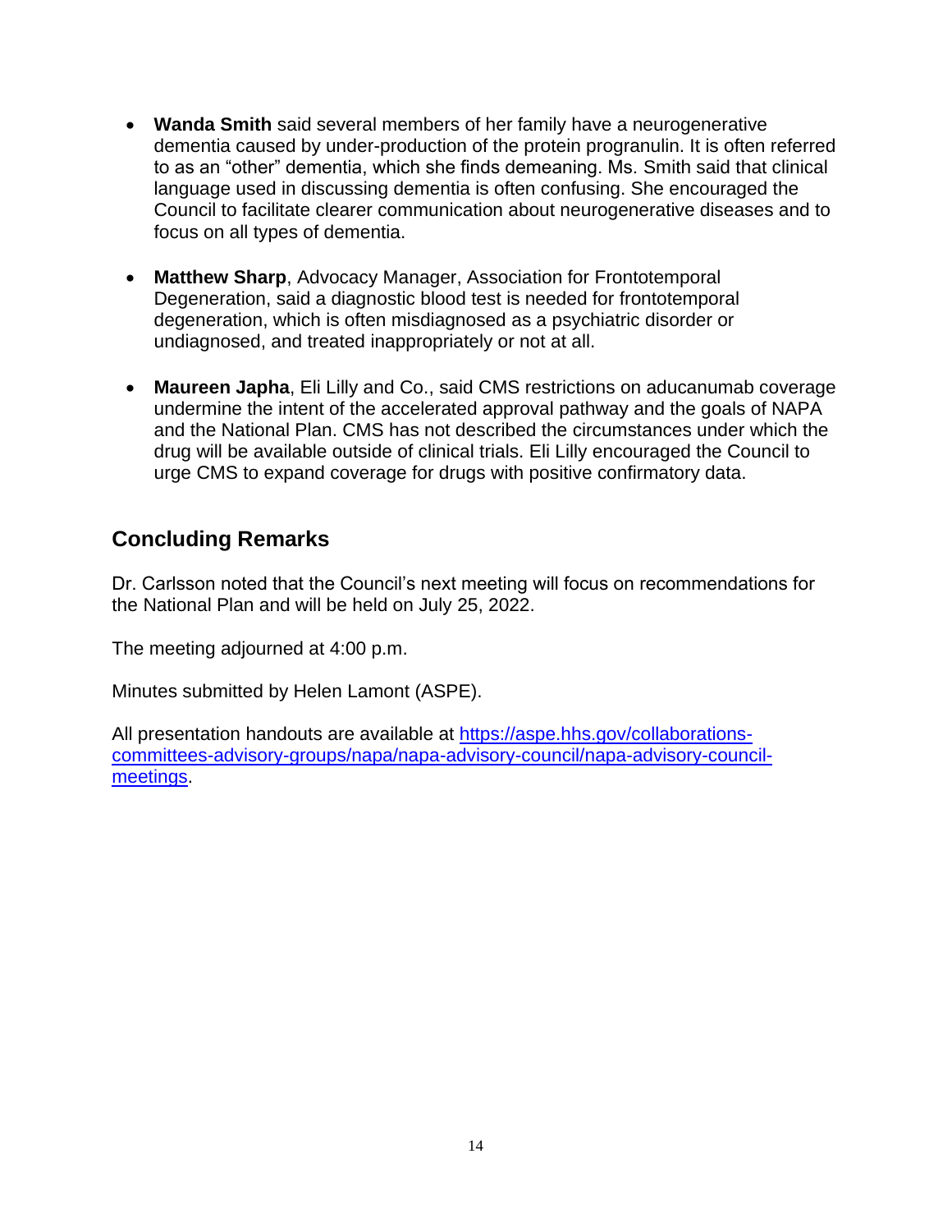- **Wanda Smith** said several members of her family have a neurogenerative dementia caused by under-production of the protein progranulin. It is often referred to as an "other" dementia, which she finds demeaning. Ms. Smith said that clinical language used in discussing dementia is often confusing. She encouraged the Council to facilitate clearer communication about neurogenerative diseases and to focus on all types of dementia.

- **Matthew Sharp**, Advocacy Manager, Association for Frontotemporal Degeneration, said a diagnostic blood test is needed for frontotemporal degeneration, which is often misdiagnosed as a psychiatric disorder or undiagnosed, and treated inappropriately or not at all.

- **Maureen Japha**, Eli Lilly and Co., said CMS restrictions on aducanumab coverage undermine the intent of the accelerated approval pathway and the goals of NAPA and the National Plan. CMS has not described the circumstances under which the drug will be available outside of clinical trials. Eli Lilly encouraged the Council to urge CMS to expand coverage for drugs with positive confirmatory data.

## Concluding Remarks

Dr. Carlsson noted that the Council's next meeting will focus on recommendations for the National Plan and will be held on July 25, 2022.

The meeting adjourned at 4:00 p.m.

Minutes submitted by Helen Lamont (ASPE).

All presentation handouts are available at [https://aspe.hhs.gov/collaborations-committees-advisory-groups/napa/napa-advisory-council/napa-advisory-council-meetings](https://aspe.hhs.gov/collaborations-committees-advisory-groups/napa/napa-advisory-council/napa-advisory-council-meetings).